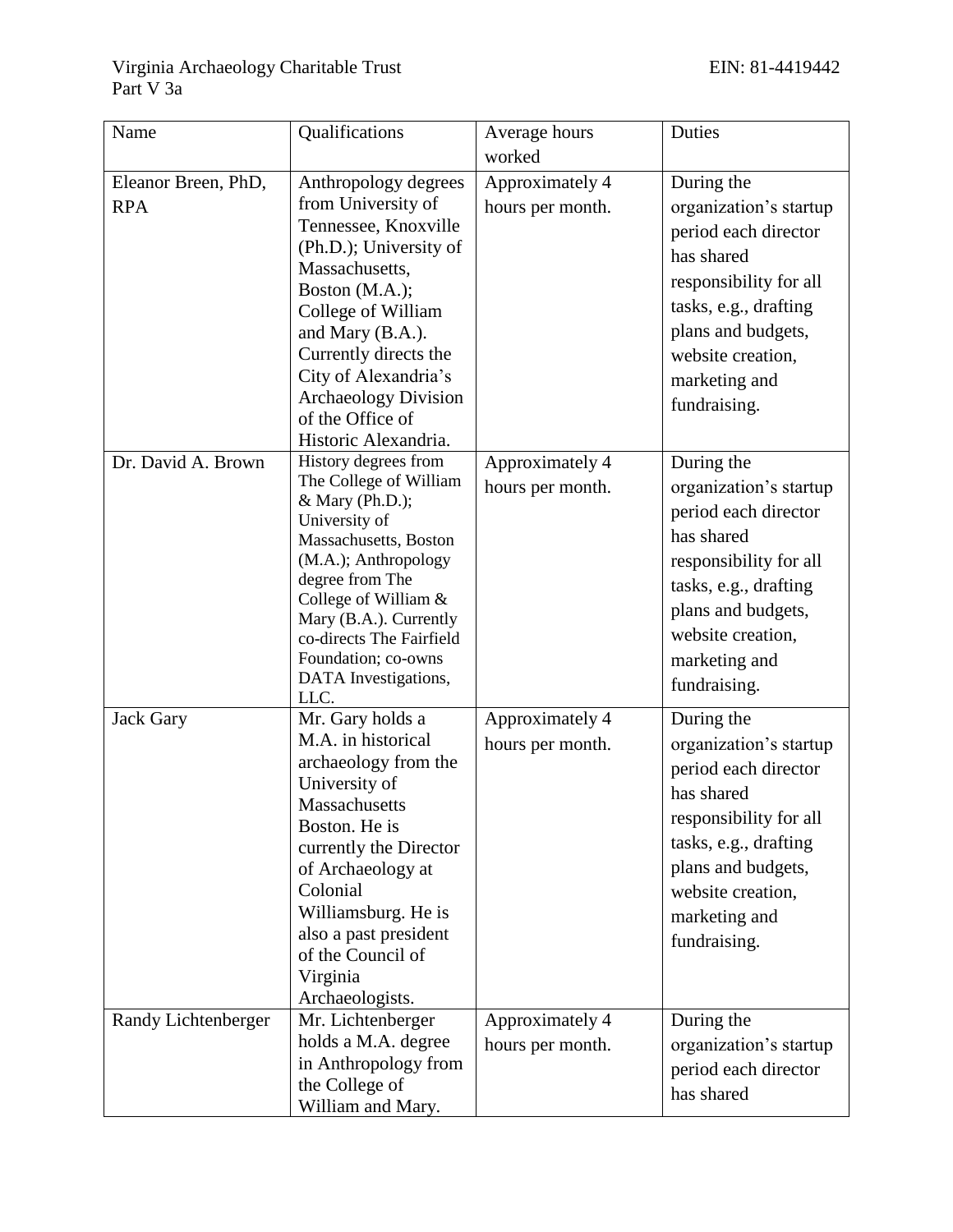Virginia Archaeology Charitable Trust EIN: 81-4419442
Part V 3a

| Name | Qualifications | Average hours worked | Duties |
|---|---|---|---|
| Eleanor Breen, PhD, RPA | Anthropology degrees from University of Tennessee, Knoxville (Ph.D.); University of Massachusetts, Boston (M.A.); College of William and Mary (B.A.). Currently directs the City of Alexandria's Archaeology Division of the Office of Historic Alexandria. | Approximately 4 hours per month. | During the organization's startup period each director has shared responsibility for all tasks, e.g., drafting plans and budgets, website creation, marketing and fundraising. |
| Dr. David A. Brown | History degrees from The College of William & Mary (Ph.D.); University of Massachusetts, Boston (M.A.); Anthropology degree from The College of William & Mary (B.A.). Currently co-directs The Fairfield Foundation; co-owns DATA Investigations, LLC. | Approximately 4 hours per month. | During the organization's startup period each director has shared responsibility for all tasks, e.g., drafting plans and budgets, website creation, marketing and fundraising. |
| Jack Gary | Mr. Gary holds a M.A. in historical archaeology from the University of Massachusetts Boston. He is currently the Director of Archaeology at Colonial Williamsburg. He is also a past president of the Council of Virginia Archaeologists. | Approximately 4 hours per month. | During the organization's startup period each director has shared responsibility for all tasks, e.g., drafting plans and budgets, website creation, marketing and fundraising. |
| Randy Lichtenberger | Mr. Lichtenberger holds a M.A. degree in Anthropology from the College of William and Mary. | Approximately 4 hours per month. | During the organization's startup period each director has shared |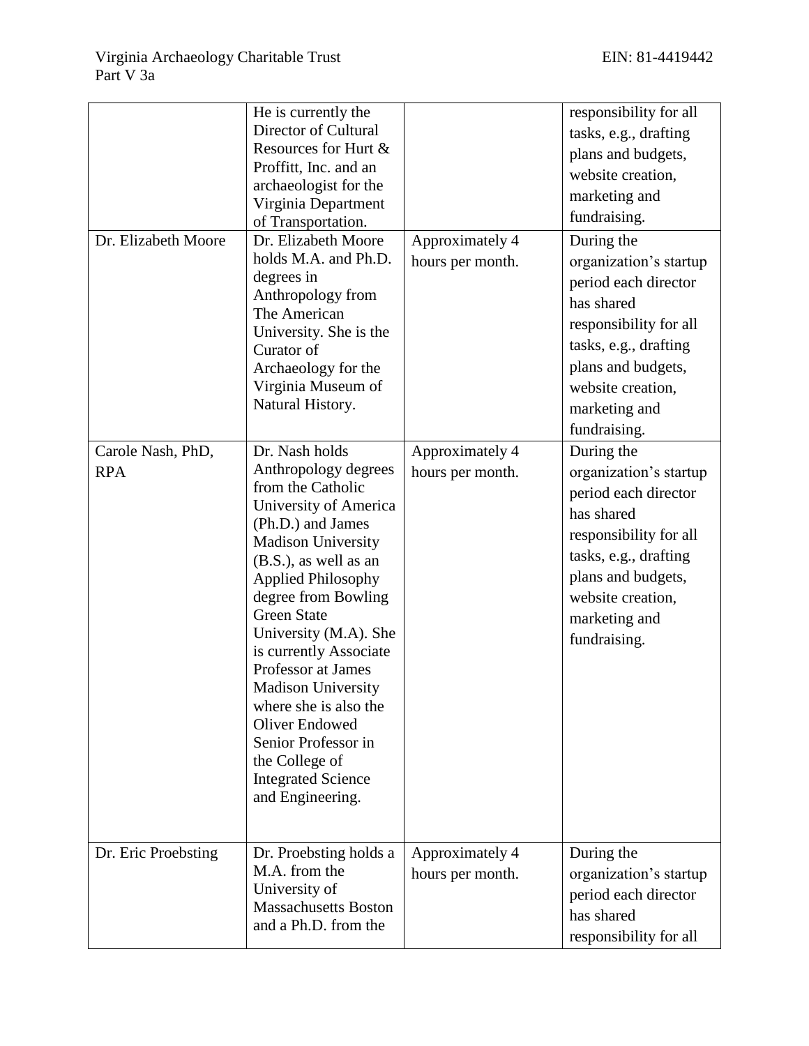| | He is currently the Director of Cultural Resources for Hurt & Proffitt, Inc. and an archaeologist for the Virginia Department of Transportation. | | responsibility for all tasks, e.g., drafting plans and budgets, website creation, marketing and fundraising. |
|---|---|---|---|
| Dr. Elizabeth Moore | Dr. Elizabeth Moore holds M.A. and Ph.D. degrees in Anthropology from The American University. She is the Curator of Archaeology for the Virginia Museum of Natural History. | Approximately 4 hours per month. | During the organization's startup period each director has shared responsibility for all tasks, e.g., drafting plans and budgets, website creation, marketing and fundraising. |
| Carole Nash, PhD, RPA | Dr. Nash holds Anthropology degrees from the Catholic University of America (Ph.D.) and James Madison University (B.S.), as well as an Applied Philosophy degree from Bowling Green State University (M.A). She is currently Associate Professor at James Madison University where she is also the Oliver Endowed Senior Professor in the College of Integrated Science and Engineering. | Approximately 4 hours per month. | During the organization's startup period each director has shared responsibility for all tasks, e.g., drafting plans and budgets, website creation, marketing and fundraising. |
| Dr. Eric Proebsting | Dr. Proebsting holds a M.A. from the University of Massachusetts Boston and a Ph.D. from the | Approximately 4 hours per month. | During the organization's startup period each director has shared responsibility for all |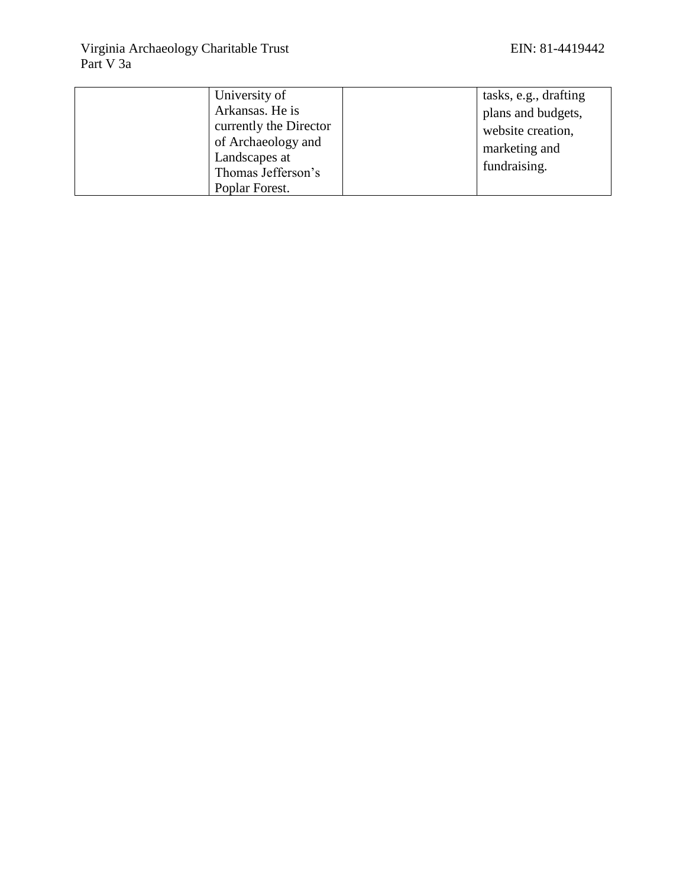| | | | |
|---|---|---|---|
| | University of Arkansas. He is currently the Director of Archaeology and Landscapes at Thomas Jefferson's Poplar Forest. | | tasks, e.g., drafting plans and budgets, website creation, marketing and fundraising. |